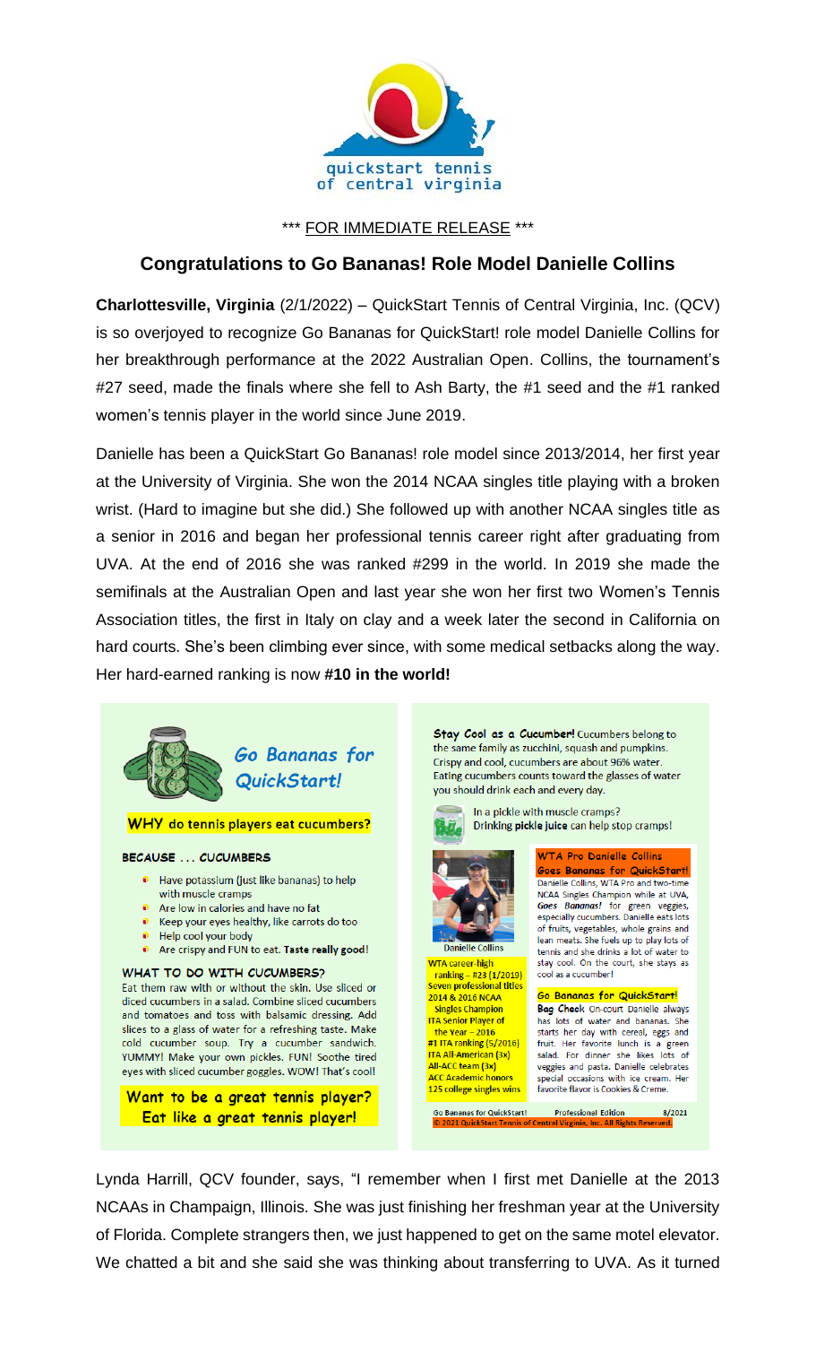quickstart tennis
of central virginia

\*\*\* FOR IMMEDIATE RELEASE \*\*\*

## Congratulations to Go Bananas! Role Model Danielle Collins

**Charlottesville, Virginia** (2/1/2022) – QuickStart Tennis of Central Virginia, Inc. (QCV) is so overjoyed to recognize Go Bananas for QuickStart! role model Danielle Collins for her breakthrough performance at the 2022 Australian Open. Collins, the tournament's #27 seed, made the finals where she fell to Ash Barty, the #1 seed and the #1 ranked women's tennis player in the world since June 2019.

Danielle has been a QuickStart Go Bananas! role model since 2013/2014, her first year at the University of Virginia. She won the 2014 NCAA singles title playing with a broken wrist. (Hard to imagine but she did.) She followed up with another NCAA singles title as a senior in 2016 and began her professional tennis career right after graduating from UVA. At the end of 2016 she was ranked #299 in the world. In 2019 she made the semifinals at the Australian Open and last year she won her first two Women's Tennis Association titles, the first in Italy on clay and a week later the second in California on hard courts. She's been climbing ever since, with some medical setbacks along the way. Her hard-earned ranking is now **#10 in the world!**

### *Go Bananas for QuickStart!*

**WHY do tennis players eat cucumbers?**

**BECAUSE … CUCUMBERS**

- Have potassium (just like bananas) to help with muscle cramps
- Are low in calories and have no fat
- Keep your eyes healthy, like carrots do too
- Help cool your body
- Are crispy and FUN to eat. **Taste really good**!

**WHAT TO DO WITH CUCUMBERS?**

Eat them raw with or without the skin. Use sliced or diced cucumbers in a salad. Combine sliced cucumbers and tomatoes and toss with balsamic dressing. Add slices to a glass of water for a refreshing taste. Make cold cucumber soup. Try a cucumber sandwich. YUMMY! Make your own pickles. FUN! Soothe tired eyes with sliced cucumber goggles. WOW! That's cool!

**Want to be a great tennis player? Eat like a great tennis player!**

**Stay Cool as a Cucumber!** Cucumbers belong to the same family as zucchini, squash and pumpkins. Crispy and cool, cucumbers are about 96% water. Eating cucumbers counts toward the glasses of water you should drink each and every day.

In a pickle with muscle cramps? Drinking **pickle juice** can help stop cramps!

Danielle Collins

**WTA career-high ranking – #23 (1/2019)**
**Seven professional titles**
**2014 & 2016 NCAA Singles Champion**
**ITA Senior Player of the Year – 2016**
**#1 ITA ranking (5/2016)**
**ITA All-American (3x)**
**All-ACC team (3x)**
**ACC Academic honors**
**125 college singles wins**

**WTA Pro Danielle Collins Goes Bananas for QuickStart!**
Danielle Collins, WTA Pro and two-time NCAA Singles Champion while at UVA, ***Goes Bananas!*** for green veggies, especially cucumbers. Danielle eats lots of fruits, vegetables, whole grains and lean meats. She fuels up to play lots of tennis and she drinks a lot of water to stay cool. On the court, she stays as cool as a cucumber!

**Go Bananas for QuickStart!**
**Bag Check** On-court Danielle always has lots of water and bananas. She starts her day with cereal, eggs and fruit. Her favorite lunch is a green salad. For dinner she likes lots of veggies and pasta. Danielle celebrates special occasions with ice cream. Her favorite flavor is Cookies & Creme.

Go Bananas for QuickStart! Professional Edition 8/2021
© 2021 QuickStart Tennis of Central Virginia, Inc. All Rights Reserved.

Lynda Harrill, QCV founder, says, "I remember when I first met Danielle at the 2013 NCAAs in Champaign, Illinois. She was just finishing her freshman year at the University of Florida. Complete strangers then, we just happened to get on the same motel elevator. We chatted a bit and she said she was thinking about transferring to UVA. As it turned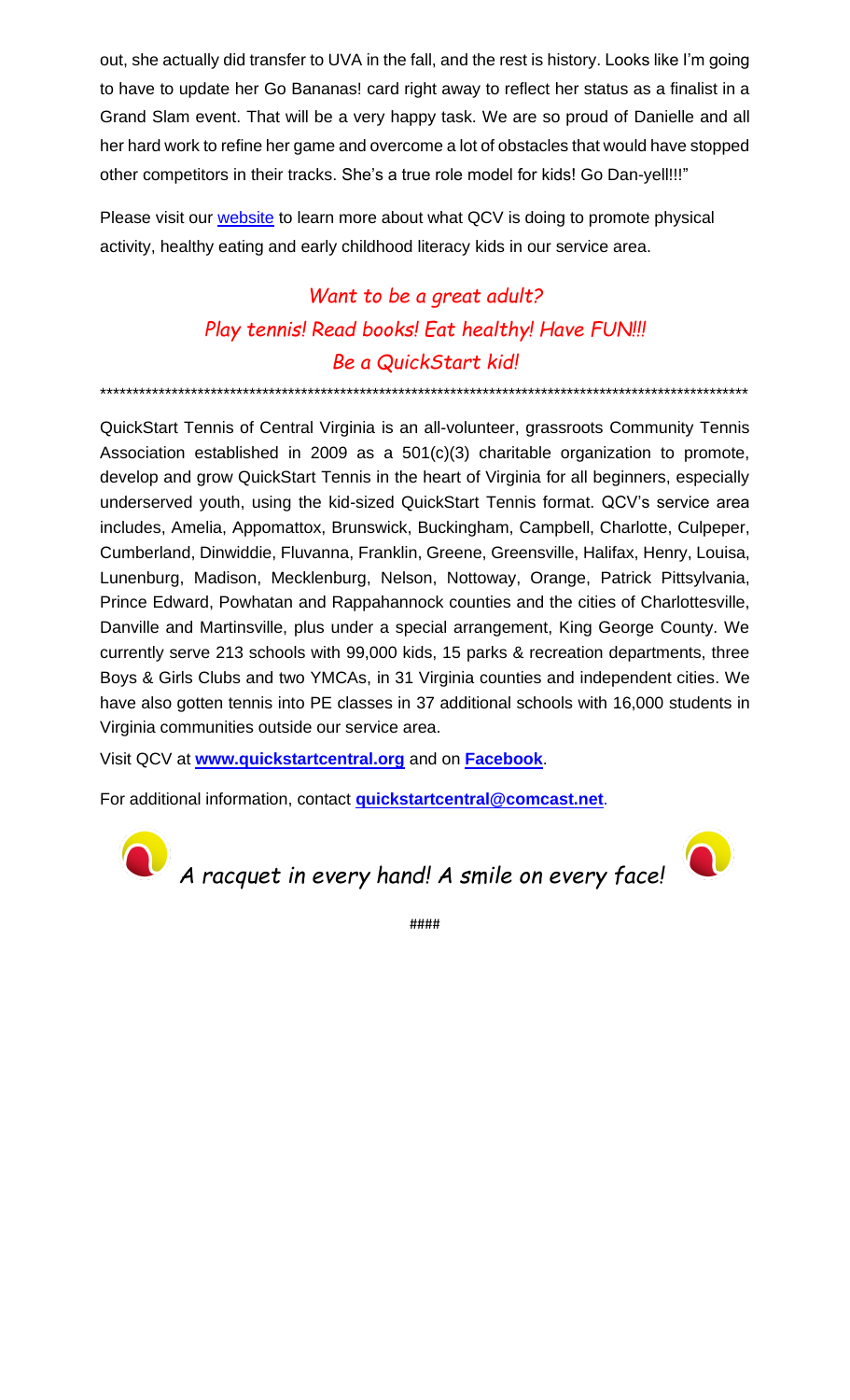out, she actually did transfer to UVA in the fall, and the rest is history. Looks like I'm going to have to update her Go Bananas! card right away to reflect her status as a finalist in a Grand Slam event. That will be a very happy task. We are so proud of Danielle and all her hard work to refine her game and overcome a lot of obstacles that would have stopped other competitors in their tracks. She's a true role model for kids! Go Dan-yell!!!"

Please visit our website to learn more about what QCV is doing to promote physical activity, healthy eating and early childhood literacy kids in our service area.

*Want to be a great adult?*
*Play tennis! Read books! Eat healthy! Have FUN!!!*
*Be a QuickStart kid!*

**********************************************************************************************************

QuickStart Tennis of Central Virginia is an all-volunteer, grassroots Community Tennis Association established in 2009 as a 501(c)(3) charitable organization to promote, develop and grow QuickStart Tennis in the heart of Virginia for all beginners, especially underserved youth, using the kid-sized QuickStart Tennis format. QCV's service area includes, Amelia, Appomattox, Brunswick, Buckingham, Campbell, Charlotte, Culpeper, Cumberland, Dinwiddie, Fluvanna, Franklin, Greene, Greensville, Halifax, Henry, Louisa, Lunenburg, Madison, Mecklenburg, Nelson, Nottoway, Orange, Patrick Pittsylvania, Prince Edward, Powhatan and Rappahannock counties and the cities of Charlottesville, Danville and Martinsville, plus under a special arrangement, King George County. We currently serve 213 schools with 99,000 kids, 15 parks & recreation departments, three Boys & Girls Clubs and two YMCAs, in 31 Virginia counties and independent cities. We have also gotten tennis into PE classes in 37 additional schools with 16,000 students in Virginia communities outside our service area.

Visit QCV at **www.quickstartcentral.org** and on **Facebook**.

For additional information, contact **quickstartcentral@comcast.net**.

*A racquet in every hand! A smile on every face!*

####